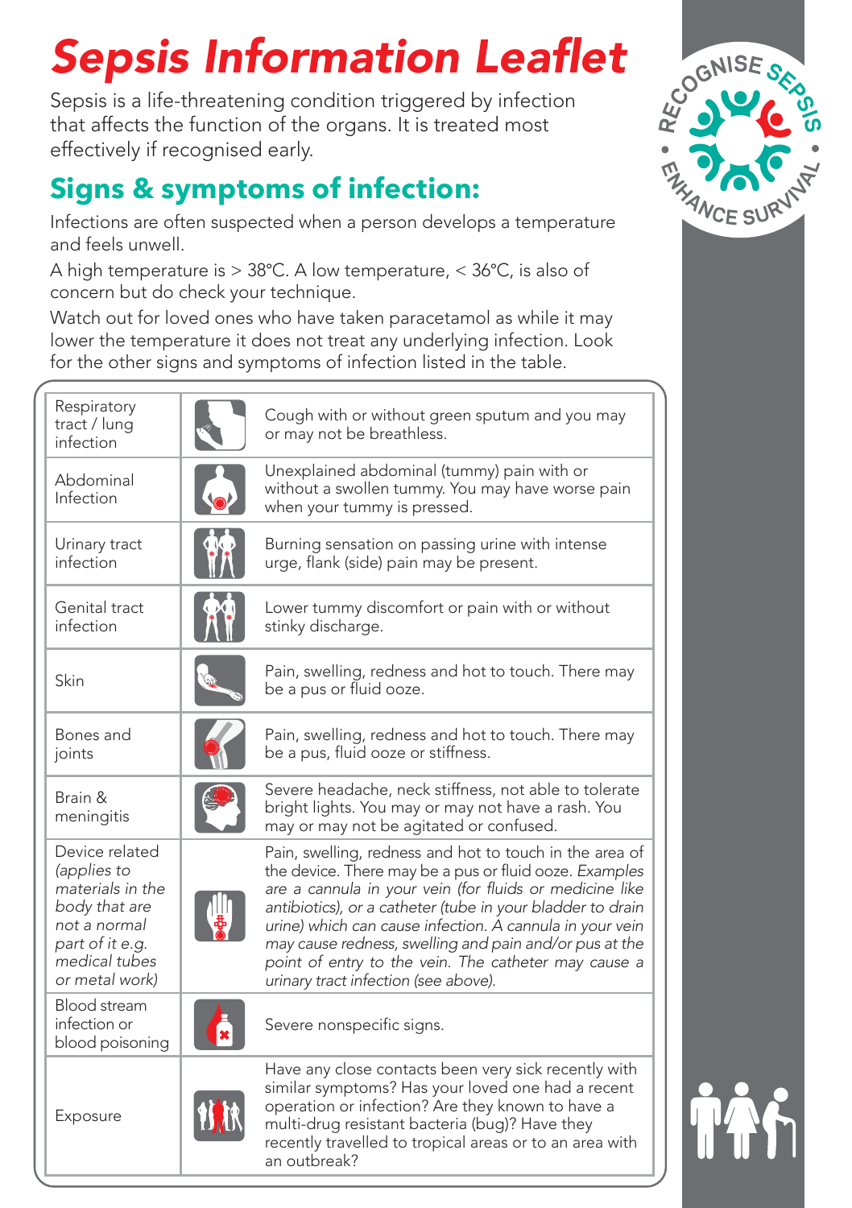# Sepsis Information Leaflet

Sepsis is a life-threatening condition triggered by infection that affects the function of the organs. It is treated most effectively if recognised early.

## Signs & symptoms of infection:

Infections are often suspected when a person develops a temperature and feels unwell.

A high temperature is > 38°C. A low temperature, < 36°C, is also of concern but do check your technique.

Watch out for loved ones who have taken paracetamol as while it may lower the temperature it does not treat any underlying infection. Look for the other signs and symptoms of infection listed in the table.

| | |
|---|---|
| Respiratory tract / lung infection | Cough with or without green sputum and you may or may not be breathless. |
| Abdominal Infection | Unexplained abdominal (tummy) pain with or without a swollen tummy. You may have worse pain when your tummy is pressed. |
| Urinary tract infection | Burning sensation on passing urine with intense urge, flank (side) pain may be present. |
| Genital tract infection | Lower tummy discomfort or pain with or without stinky discharge. |
| Skin | Pain, swelling, redness and hot to touch. There may be a pus or fluid ooze. |
| Bones and joints | Pain, swelling, redness and hot to touch. There may be a pus, fluid ooze or stiffness. |
| Brain & meningitis | Severe headache, neck stiffness, not able to tolerate bright lights. You may or may not have a rash. You may or may not be agitated or confused. |
| Device related *(applies to materials in the body that are not a normal part of it e.g. medical tubes or metal work)* | Pain, swelling, redness and hot to touch in the area of the device. There may be a pus or fluid ooze. *Examples are a cannula in your vein (for fluids or medicine like antibiotics), or a catheter (tube in your bladder to drain urine) which can cause infection. A cannula in your vein may cause redness, swelling and pain and/or pus at the point of entry to the vein. The catheter may cause a urinary tract infection (see above).* |
| Blood stream infection or blood poisoning | Severe nonspecific signs. |
| Exposure | Have any close contacts been very sick recently with similar symptoms? Has your loved one had a recent operation or infection? Are they known to have a multi-drug resistant bacteria (bug)? Have they recently travelled to tropical areas or to an area with an outbreak? |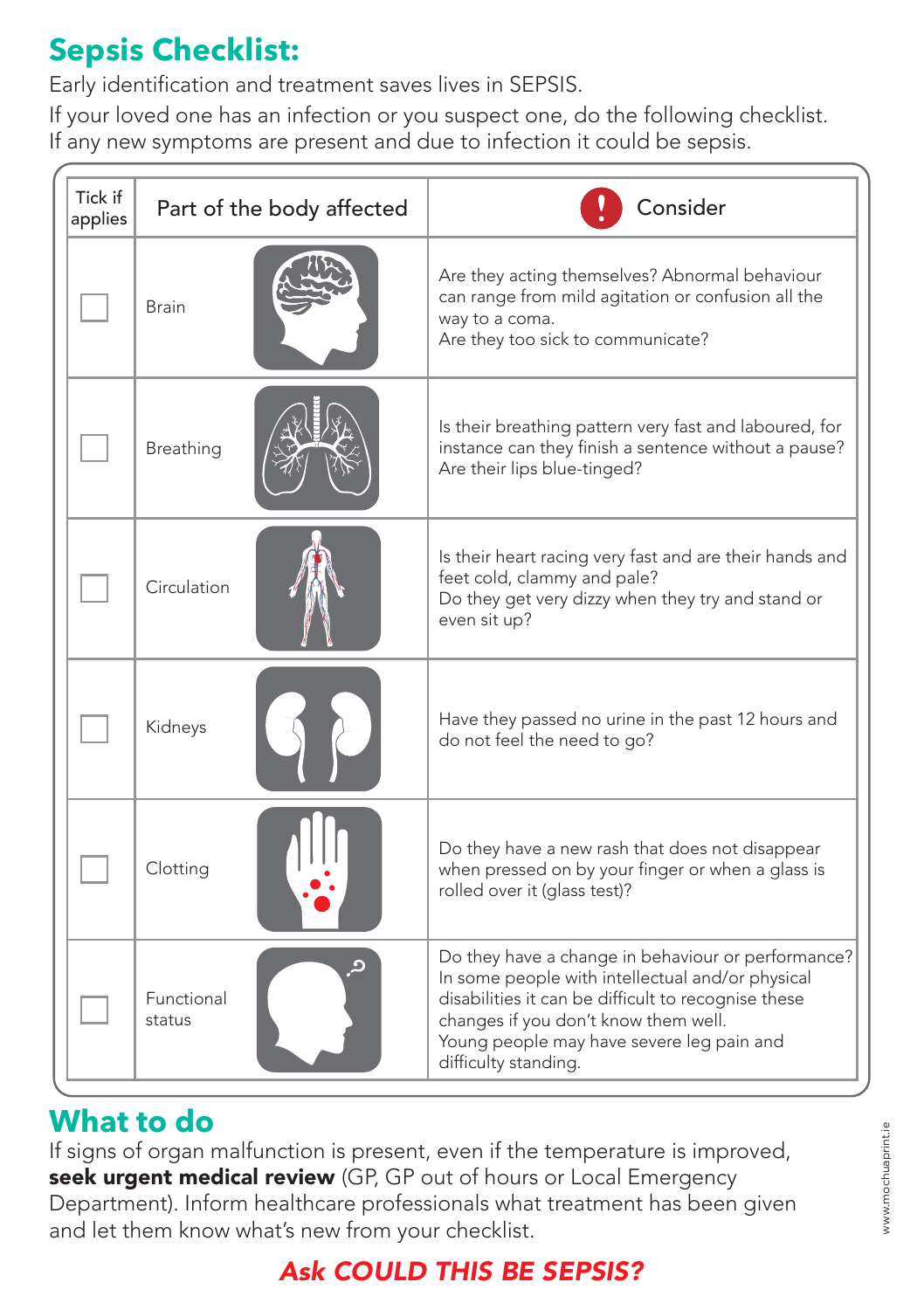# Sepsis Checklist:

Early identification and treatment saves lives in SEPSIS.

If your loved one has an infection or you suspect one, do the following checklist.
If any new symptoms are present and due to infection it could be sepsis.

| Tick if applies | Part of the body affected | Consider |
| --- | --- | --- |
| ☐ | Brain | Are they acting themselves? Abnormal behaviour can range from mild agitation or confusion all the way to a coma.<br>Are they too sick to communicate? |
| ☐ | Breathing | Is their breathing pattern very fast and laboured, for instance can they finish a sentence without a pause?<br>Are their lips blue-tinged? |
| ☐ | Circulation | Is their heart racing very fast and are their hands and feet cold, clammy and pale?<br>Do they get very dizzy when they try and stand or even sit up? |
| ☐ | Kidneys | Have they passed no urine in the past 12 hours and do not feel the need to go? |
| ☐ | Clotting | Do they have a new rash that does not disappear when pressed on by your finger or when a glass is rolled over it (glass test)? |
| ☐ | Functional status | Do they have a change in behaviour or performance?<br>In some people with intellectual and/or physical disabilities it can be difficult to recognise these changes if you don't know them well.<br>Young people may have severe leg pain and difficulty standing. |

## What to do

If signs of organ malfunction is present, even if the temperature is improved, **seek urgent medical review** (GP, GP out of hours or Local Emergency Department). Inform healthcare professionals what treatment has been given and let them know what's new from your checklist.

***Ask COULD THIS BE SEPSIS?***

www.mochuaprint.ie